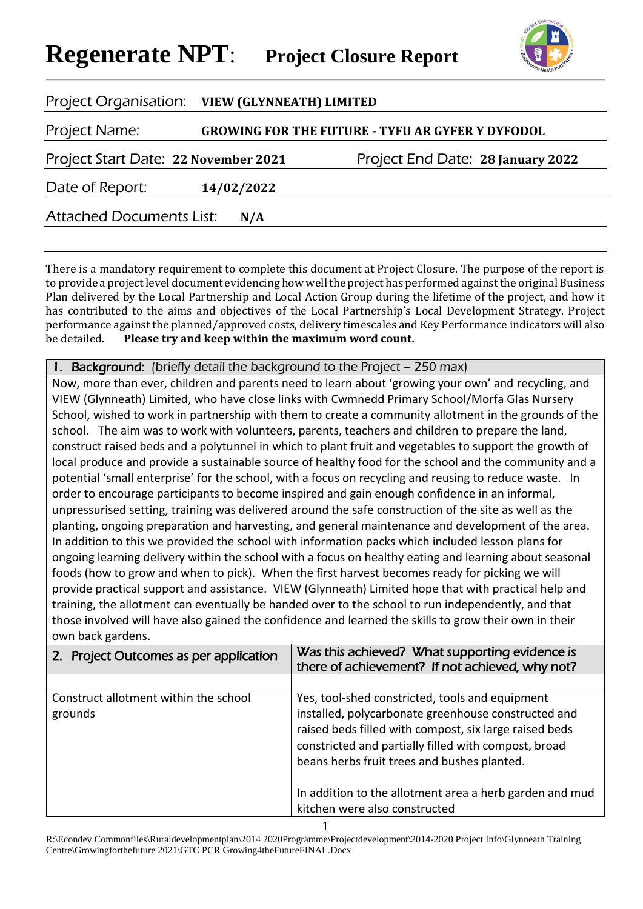# Regenerate NPT: Project Closure Report

| | |
|---|---|
| Project Organisation: | **VIEW (GLYNNEATH) LIMITED** |
| Project Name: | **GROWING FOR THE FUTURE - TYFU AR GYFER Y DYFODOL** |
| Project Start Date: **22 November 2021** | Project End Date: **28 January 2022** |
| Date of Report: | **14/02/2022** |
| Attached Documents List: | **N/A** |

There is a mandatory requirement to complete this document at Project Closure. The purpose of the report is to provide a project level document evidencing how well the project has performed against the original Business Plan delivered by the Local Partnership and Local Action Group during the lifetime of the project, and how it has contributed to the aims and objectives of the Local Partnership's Local Development Strategy. Project performance against the planned/approved costs, delivery timescales and Key Performance indicators will also be detailed. **Please try and keep within the maximum word count.**

**1. Background:** (briefly detail the background to the Project – 250 max)

Now, more than ever, children and parents need to learn about 'growing your own' and recycling, and VIEW (Glynneath) Limited, who have close links with Cwmnedd Primary School/Morfa Glas Nursery School, wished to work in partnership with them to create a community allotment in the grounds of the school. The aim was to work with volunteers, parents, teachers and children to prepare the land, construct raised beds and a polytunnel in which to plant fruit and vegetables to support the growth of local produce and provide a sustainable source of healthy food for the school and the community and a potential 'small enterprise' for the school, with a focus on recycling and reusing to reduce waste. In order to encourage participants to become inspired and gain enough confidence in an informal, unpressurised setting, training was delivered around the safe construction of the site as well as the planting, ongoing preparation and harvesting, and general maintenance and development of the area. In addition to this we provided the school with information packs which included lesson plans for ongoing learning delivery within the school with a focus on healthy eating and learning about seasonal foods (how to grow and when to pick). When the first harvest becomes ready for picking we will provide practical support and assistance. VIEW (Glynneath) Limited hope that with practical help and training, the allotment can eventually be handed over to the school to run independently, and that those involved will have also gained the confidence and learned the skills to grow their own in their own back gardens.

| 2. Project Outcomes as per application | Was this achieved? What supporting evidence is there of achievement? If not achieved, why not? |
|---|---|
| | |
| Construct allotment within the school grounds | Yes, tool-shed constricted, tools and equipment installed, polycarbonate greenhouse constructed and raised beds filled with compost, six large raised beds constricted and partially filled with compost, broad beans herbs fruit trees and bushes planted.<br><br>In addition to the allotment area a herb garden and mud kitchen were also constructed |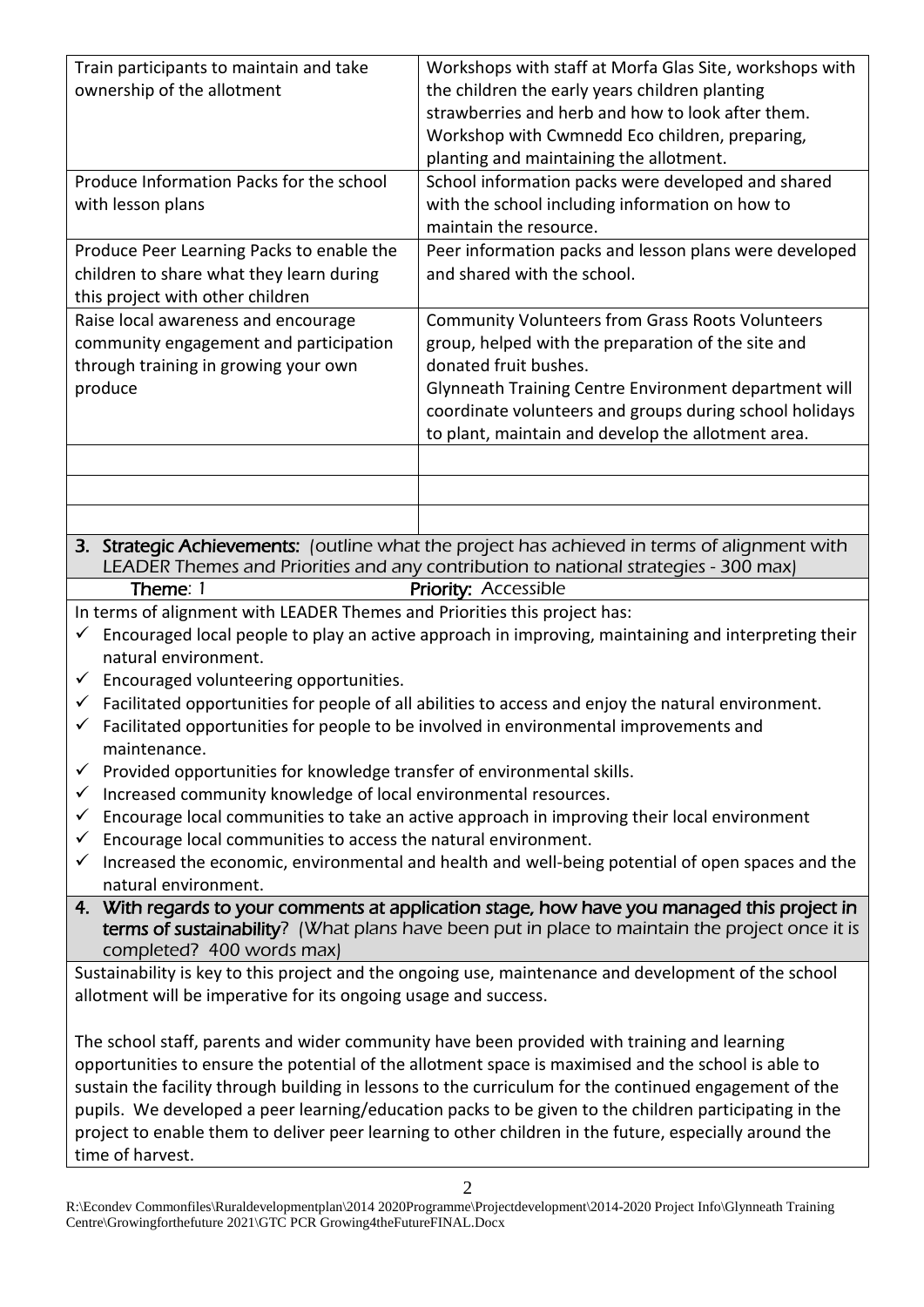| | |
|---|---|
| Train participants to maintain and take ownership of the allotment | Workshops with staff at Morfa Glas Site, workshops with the children the early years children planting strawberries and herb and how to look after them. Workshop with Cwmnedd Eco children, preparing, planting and maintaining the allotment. |
| Produce Information Packs for the school with lesson plans | School information packs were developed and shared with the school including information on how to maintain the resource. |
| Produce Peer Learning Packs to enable the children to share what they learn during this project with other children | Peer information packs and lesson plans were developed and shared with the school. |
| Raise local awareness and encourage community engagement and participation through training in growing your own produce | Community Volunteers from Grass Roots Volunteers group, helped with the preparation of the site and donated fruit bushes. Glynneath Training Centre Environment department will coordinate volunteers and groups during school holidays to plant, maintain and develop the allotment area. |
| | |
| | |
| | |

**3. Strategic Achievements:** (outline what the project has achieved in terms of alignment with LEADER Themes and Priorities and any contribution to national strategies - 300 max)

**Theme**: 1 **Priority:** Accessible

In terms of alignment with LEADER Themes and Priorities this project has:

- ✓ Encouraged local people to play an active approach in improving, maintaining and interpreting their natural environment.
- ✓ Encouraged volunteering opportunities.
- ✓ Facilitated opportunities for people of all abilities to access and enjoy the natural environment.
- ✓ Facilitated opportunities for people to be involved in environmental improvements and maintenance.
- ✓ Provided opportunities for knowledge transfer of environmental skills.
- ✓ Increased community knowledge of local environmental resources.
- ✓ Encourage local communities to take an active approach in improving their local environment
- ✓ Encourage local communities to access the natural environment.
- ✓ Increased the economic, environmental and health and well-being potential of open spaces and the natural environment.

**4. With regards to your comments at application stage, how have you managed this project in terms of sustainability?** (What plans have been put in place to maintain the project once it is completed? 400 words max)

Sustainability is key to this project and the ongoing use, maintenance and development of the school allotment will be imperative for its ongoing usage and success.

The school staff, parents and wider community have been provided with training and learning opportunities to ensure the potential of the allotment space is maximised and the school is able to sustain the facility through building in lessons to the curriculum for the continued engagement of the pupils. We developed a peer learning/education packs to be given to the children participating in the project to enable them to deliver peer learning to other children in the future, especially around the time of harvest.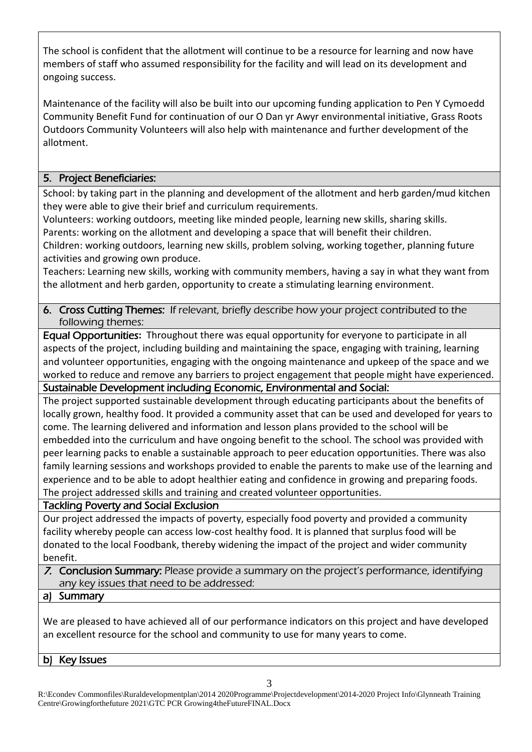The school is confident that the allotment will continue to be a resource for learning and now have members of staff who assumed responsibility for the facility and will lead on its development and ongoing success.

Maintenance of the facility will also be built into our upcoming funding application to Pen Y Cymoedd Community Benefit Fund for continuation of our O Dan yr Awyr environmental initiative, Grass Roots Outdoors Community Volunteers will also help with maintenance and further development of the allotment.

## 5. Project Beneficiaries:

School: by taking part in the planning and development of the allotment and herb garden/mud kitchen they were able to give their brief and curriculum requirements.
Volunteers: working outdoors, meeting like minded people, learning new skills, sharing skills.
Parents: working on the allotment and developing a space that will benefit their children.
Children: working outdoors, learning new skills, problem solving, working together, planning future activities and growing own produce.
Teachers: Learning new skills, working with community members, having a say in what they want from the allotment and herb garden, opportunity to create a stimulating learning environment.

## 6. Cross Cutting Themes: *If relevant, briefly describe how your project contributed to the following themes:*

**Equal Opportunities:** Throughout there was equal opportunity for everyone to participate in all aspects of the project, including building and maintaining the space, engaging with training, learning and volunteer opportunities, engaging with the ongoing maintenance and upkeep of the space and we worked to reduce and remove any barriers to project engagement that people might have experienced.

**Sustainable Development including Economic, Environmental and Social:**

The project supported sustainable development through educating participants about the benefits of locally grown, healthy food. It provided a community asset that can be used and developed for years to come. The learning delivered and information and lesson plans provided to the school will be embedded into the curriculum and have ongoing benefit to the school. The school was provided with peer learning packs to enable a sustainable approach to peer education opportunities. There was also family learning sessions and workshops provided to enable the parents to make use of the learning and experience and to be able to adopt healthier eating and confidence in growing and preparing foods. The project addressed skills and training and created volunteer opportunities.

**Tackling Poverty and Social Exclusion**

Our project addressed the impacts of poverty, especially food poverty and provided a community facility whereby people can access low-cost healthy food. It is planned that surplus food will be donated to the local Foodbank, thereby widening the impact of the project and wider community benefit.

## 7. Conclusion Summary: *Please provide a summary on the project's performance, identifying any key issues that need to be addressed:*

### a) Summary

We are pleased to have achieved all of our performance indicators on this project and have developed an excellent resource for the school and community to use for many years to come.

### b) Key Issues

R:\Econdev Commonfiles\Ruraldevelopmentplan\2014 2020Programme\Projectdevelopment\2014-2020 Project Info\Glynneath Training Centre\Growingforthefuture 2021\GTC PCR Growing4theFutureFINAL.Docx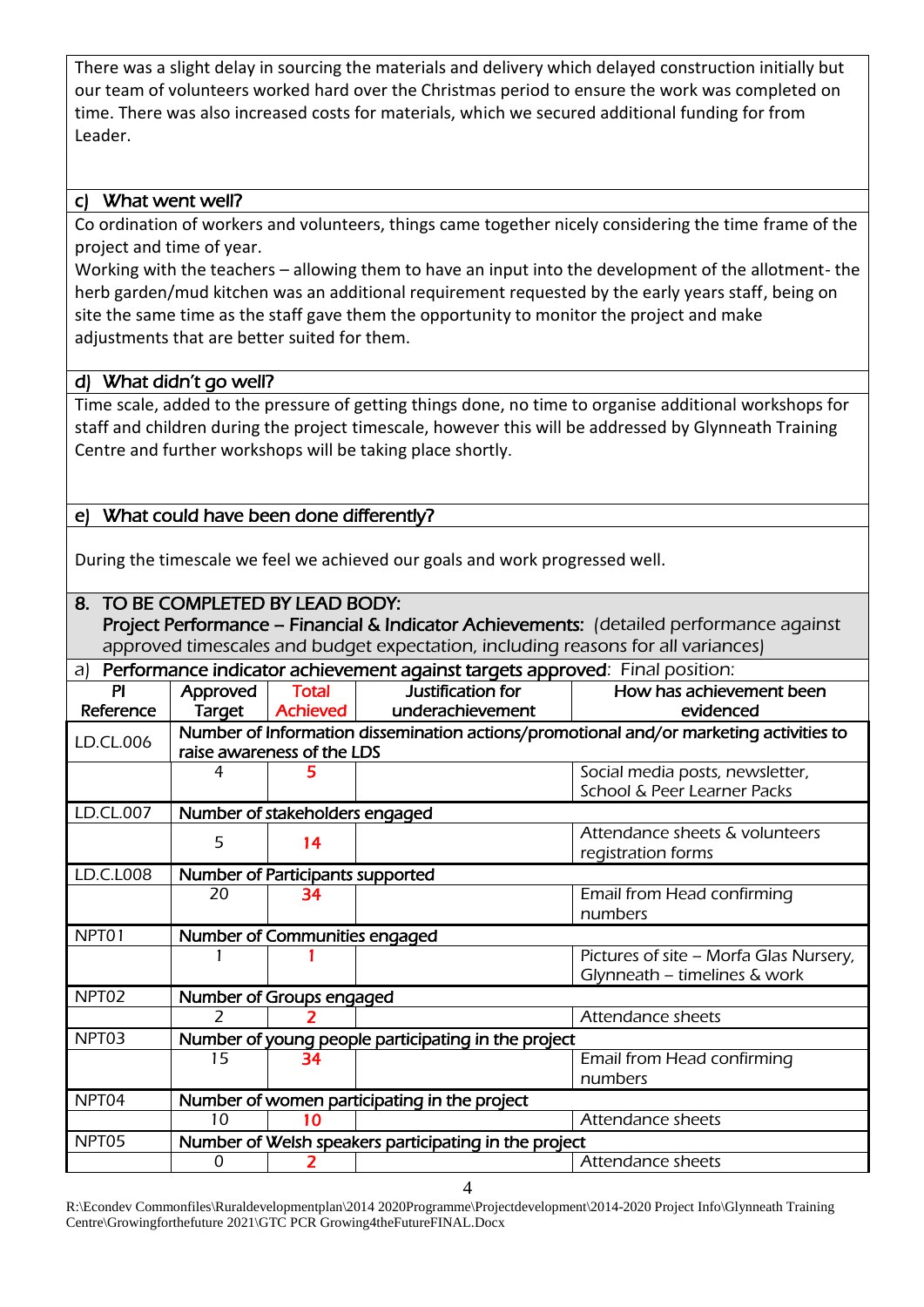There was a slight delay in sourcing the materials and delivery which delayed construction initially but our team of volunteers worked hard over the Christmas period to ensure the work was completed on time. There was also increased costs for materials, which we secured additional funding for from Leader.

### c) What went well?

Co ordination of workers and volunteers, things came together nicely considering the time frame of the project and time of year.

Working with the teachers – allowing them to have an input into the development of the allotment- the herb garden/mud kitchen was an additional requirement requested by the early years staff, being on site the same time as the staff gave them the opportunity to monitor the project and make adjustments that are better suited for them.

### d) What didn't go well?

Time scale, added to the pressure of getting things done, no time to organise additional workshops for staff and children during the project timescale, however this will be addressed by Glynneath Training Centre and further workshops will be taking place shortly.

### e) What could have been done differently?

During the timescale we feel we achieved our goals and work progressed well.

## 8. TO BE COMPLETED BY LEAD BODY:

**Project Performance – Financial & Indicator Achievements:** (detailed performance against approved timescales and budget expectation, including reasons for all variances)

a) **Performance indicator achievement against targets approved**: Final position:

| PI Reference | Approved Target | Total Achieved | Justification for underachievement | How has achievement been evidenced |
|---|---|---|---|---|
| LD.CL.006 | Number of Information dissemination actions/promotional and/or marketing activities to raise awareness of the LDS | | | |
| | 4 | 5 | | Social media posts, newsletter, School & Peer Learner Packs |
| LD.CL.007 | Number of stakeholders engaged | | | |
| | 5 | 14 | | Attendance sheets & volunteers registration forms |
| LD.C.L008 | Number of Participants supported | | | |
| | 20 | 34 | | Email from Head confirming numbers |
| NPT01 | Number of Communities engaged | | | |
| | 1 | 1 | | Pictures of site – Morfa Glas Nursery, Glynneath – timelines & work |
| NPT02 | Number of Groups engaged | | | |
| | 2 | 2 | | Attendance sheets |
| NPT03 | Number of young people participating in the project | | | |
| | 15 | 34 | | Email from Head confirming numbers |
| NPT04 | Number of women participating in the project | | | |
| | 10 | 10 | | Attendance sheets |
| NPT05 | Number of Welsh speakers participating in the project | | | |
| | 0 | 2 | | Attendance sheets |

R:\Econdev Commonfiles\Ruraldevelopmentplan\2014 2020Programme\Projectdevelopment\2014-2020 Project Info\Glynneath Training Centre\Growingforthefuture 2021\GTC PCR Growing4theFutureFINAL.Docx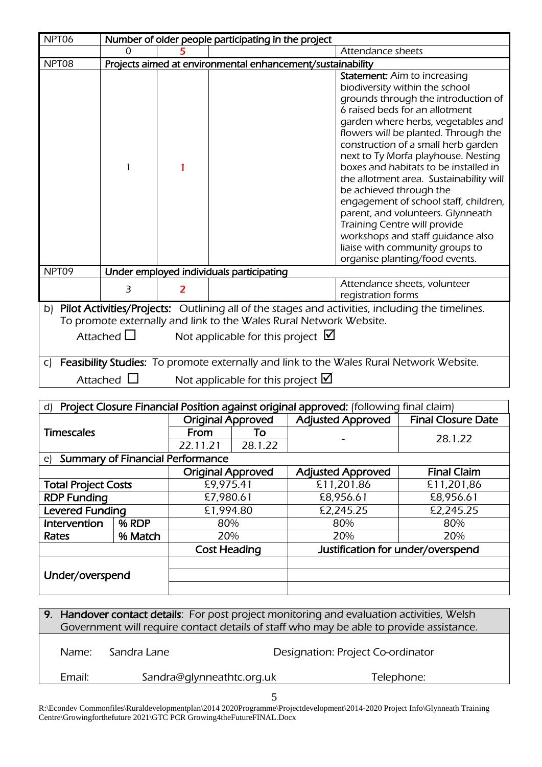| NPT06 | Number of older people participating in the project | | | |
|---|---|---|---|---|
| | 0 | 5 | | Attendance sheets |
| NPT08 | Projects aimed at environmental enhancement/sustainability | | | |
| | 1 | 1 | | **Statement:** Aim to increasing biodiversity within the school grounds through the introduction of 6 raised beds for an allotment garden where herbs, vegetables and flowers will be planted. Through the construction of a small herb garden next to Ty Morfa playhouse. Nesting boxes and habitats to be installed in the allotment area. Sustainability will be achieved through the engagement of school staff, children, parent, and volunteers. Glynneath Training Centre will provide workshops and staff guidance also liaise with community groups to organise planting/food events. |
| NPT09 | Under employed individuals participating | | | |
| | 3 | 2 | | Attendance sheets, volunteer registration forms |

b) **Pilot Activities/Projects:** Outlining all of the stages and activities, including the timelines. To promote externally and link to the Wales Rural Network Website.

Attached ☐ Not applicable for this project ☑

c) **Feasibility Studies:** To promote externally and link to the Wales Rural Network Website.

Attached ☐ Not applicable for this project ☑

d) **Project Closure Financial Position against original approved:** (following final claim)

| Timescales | Original Approved | | Adjusted Approved | Final Closure Date |
|---|---|---|---|---|
| | From | To | | |
| | 22.11.21 | 28.1.22 | - | 28.1.22 |

e) **Summary of Financial Performance**

| | | Original Approved | Adjusted Approved | Final Claim |
|---|---|---|---|---|
| **Total Project Costs** | | £9,975.41 | £11,201.86 | £11,201,86 |
| **RDP Funding** | | £7,980.61 | £8,956.61 | £8,956.61 |
| **Levered Funding** | | £1,994.80 | £2,245.25 | £2,245.25 |
| **Intervention Rates** | **% RDP** | 80% | 80% | 80% |
| | **% Match** | 20% | 20% | 20% |
| | | **Cost Heading** | **Justification for under/overspend** | |
| **Under/overspend** | | | | |
| | | | | |
| | | | | |

**9. Handover contact details**: For post project monitoring and evaluation activities, Welsh Government will require contact details of staff who may be able to provide assistance.

Name: Sandra Lane Designation: Project Co-ordinator

Email: Sandra@glynneathtc.org.uk Telephone:

R:\Econdev Commonfiles\Ruraldevelopmentplan\2014 2020Programme\Projectdevelopment\2014-2020 Project Info\Glynneath Training Centre\Growingforthefuture 2021\GTC PCR Growing4theFutureFINAL.Docx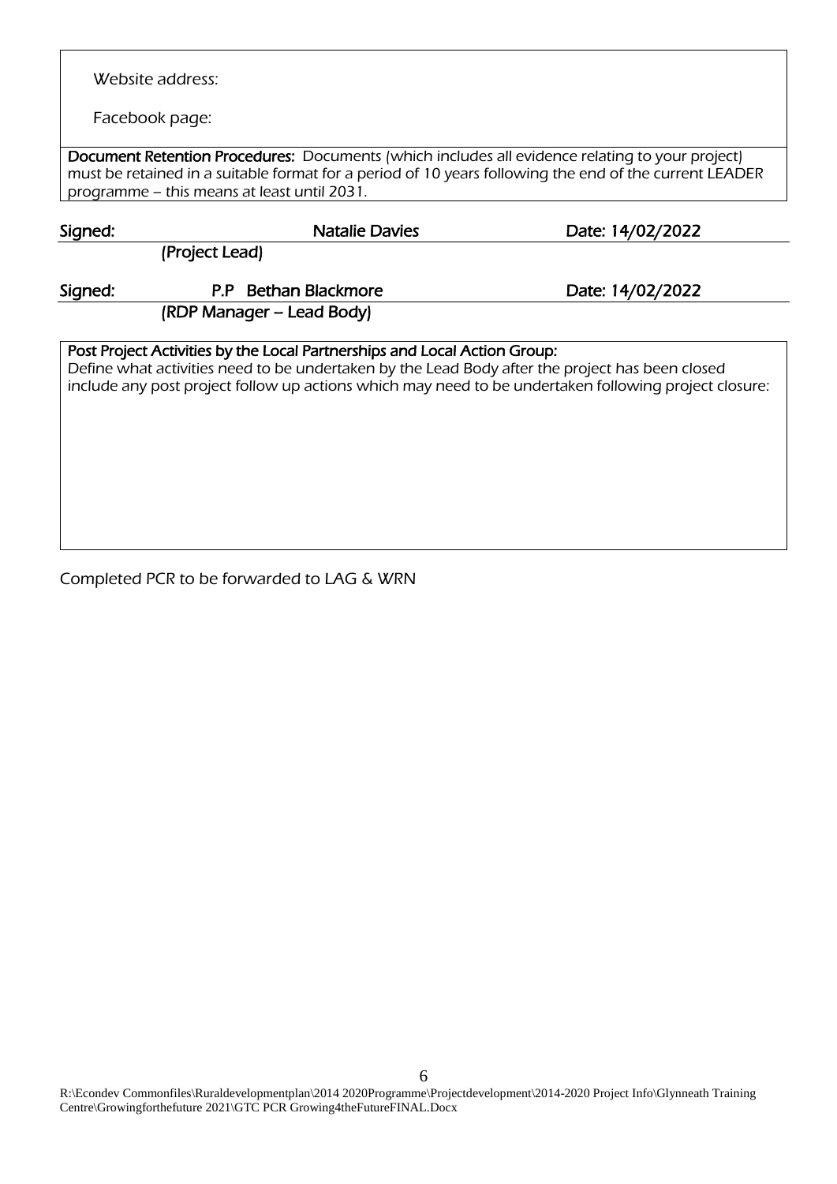Website address:

Facebook page:

**Document Retention Procedures:** Documents (which includes all evidence relating to your project) must be retained in a suitable format for a period of 10 years following the end of the current LEADER programme – this means at least until 2031.

| | | |
|---|---|---|
| **Signed:** | **Natalie Davies** | **Date: 14/02/2022** |
| | **(Project Lead)** | |
| **Signed:** | **P.P Bethan Blackmore** | **Date: 14/02/2022** |
| | **(RDP Manager – Lead Body)** | |

**Post Project Activities by the Local Partnerships and Local Action Group:**
Define what activities need to be undertaken by the Lead Body after the project has been closed include any post project follow up actions which may need to be undertaken following project closure:

Completed PCR to be forwarded to LAG & WRN

R:\Econdev Commonfiles\Ruraldevelopmentplan\2014 2020Programme\Projectdevelopment\2014-2020 Project Info\Glynneath Training Centre\Growingforthefuture 2021\GTC PCR Growing4theFutureFINAL.Docx